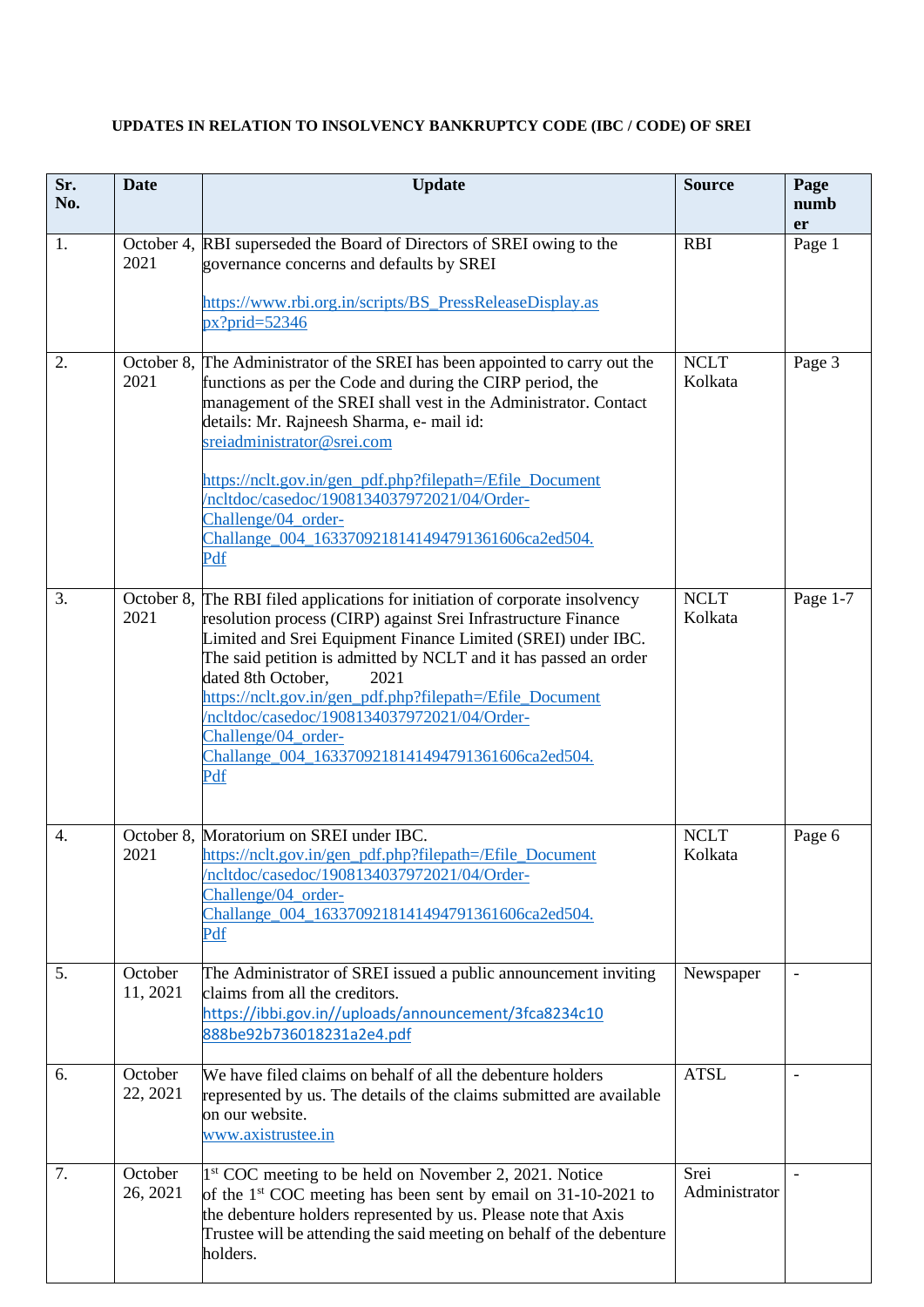**UPDATES IN RELATION TO INSOLVENCY BANKRUPTCY CODE (IBC / CODE) OF SREI**

| Sr. No. | Date | Update | Source | Page number |
|---|---|---|---|---|
| 1. | October 4, 2021 | RBI superseded the Board of Directors of SREI owing to the governance concerns and defaults by SREI<br><br>https://www.rbi.org.in/scripts/BS_PressReleaseDisplay.aspx?prid=52346 | RBI | Page 1 |
| 2. | October 8, 2021 | The Administrator of the SREI has been appointed to carry out the functions as per the Code and during the CIRP period, the management of the SREI shall vest in the Administrator. Contact details: Mr. Rajneesh Sharma, e- mail id: sreiadministrator@srei.com<br><br>https://nclt.gov.in/gen_pdf.php?filepath=/Efile_Document/ncltdoc/casedoc/1908134037972021/04/Order-Challenge/04_order-Challange_004_16337092181414947913616 06ca2ed504.Pdf | NCLT Kolkata | Page 3 |
| 3. | October 8, 2021 | The RBI filed applications for initiation of corporate insolvency resolution process (CIRP) against Srei Infrastructure Finance Limited and Srei Equipment Finance Limited (SREI) under IBC. The said petition is admitted by NCLT and it has passed an order dated 8th October, 2021<br>https://nclt.gov.in/gen_pdf.php?filepath=/Efile_Document/ncltdoc/casedoc/1908134037972021/04/Order-Challenge/04_order-Challange_004_16337092181414947913616 06ca2ed504.Pdf | NCLT Kolkata | Page 1-7 |
| 4. | October 8, 2021 | Moratorium on SREI under IBC.<br>https://nclt.gov.in/gen_pdf.php?filepath=/Efile_Document/ncltdoc/casedoc/1908134037972021/04/Order-Challenge/04_order-Challange_004_16337092181414947913616 06ca2ed504.Pdf | NCLT Kolkata | Page 6 |
| 5. | October 11, 2021 | The Administrator of SREI issued a public announcement inviting claims from all the creditors.<br>https://ibbi.gov.in//uploads/announcement/3fca8234c10888be92b736018231a2e4.pdf | Newspaper | - |
| 6. | October 22, 2021 | We have filed claims on behalf of all the debenture holders represented by us. The details of the claims submitted are available on our website.<br>www.axistrustee.in | ATSL | - |
| 7. | October 26, 2021 | 1st COC meeting to be held on November 2, 2021. Notice of the 1st COC meeting has been sent by email on 31-10-2021 to the debenture holders represented by us. Please note that Axis Trustee will be attending the said meeting on behalf of the debenture holders. | Srei Administrator | - |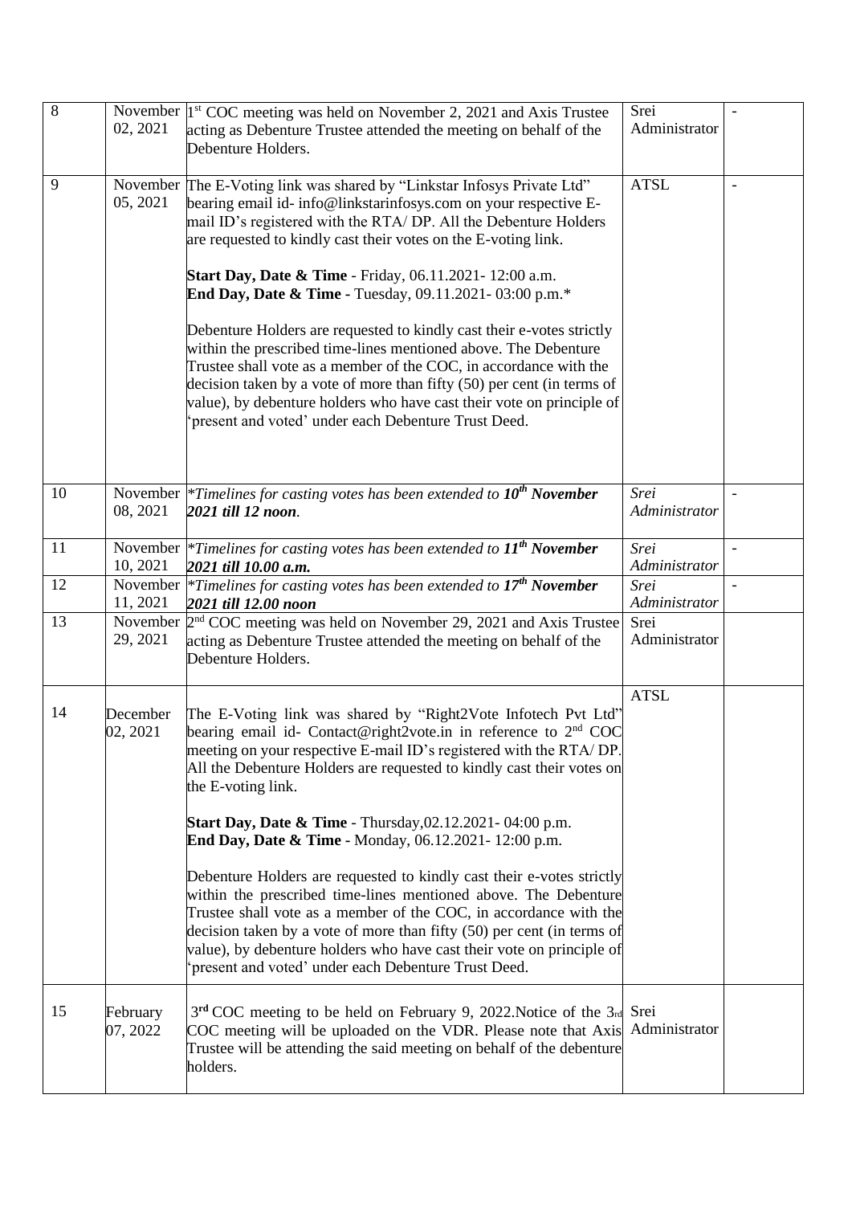| 8 | November 02, 2021 | 1st COC meeting was held on November 2, 2021 and Axis Trustee acting as Debenture Trustee attended the meeting on behalf of the Debenture Holders. | Srei Administrator | - |
|---|---|---|---|---|
| 9 | November 05, 2021 | The E-Voting link was shared by "Linkstar Infosys Private Ltd" bearing email id- info@linkstarinfosys.com on your respective E-mail ID's registered with the RTA/ DP. All the Debenture Holders are requested to kindly cast their votes on the E-voting link.<br><br>**Start Day, Date & Time** - Friday, 06.11.2021- 12:00 a.m.<br>**End Day, Date & Time** - Tuesday, 09.11.2021- 03:00 p.m.*<br><br>Debenture Holders are requested to kindly cast their e-votes strictly within the prescribed time-lines mentioned above. The Debenture Trustee shall vote as a member of the COC, in accordance with the decision taken by a vote of more than fifty (50) per cent (in terms of value), by debenture holders who have cast their vote on principle of 'present and voted' under each Debenture Trust Deed. | ATSL | - |
| 10 | November 08, 2021 | *\*Timelines for casting votes has been extended to **10th November 2021 till 12 noon**.* | *Srei Administrator* | - |
| 11 | November 10, 2021 | *\*Timelines for casting votes has been extended to **11th November 2021 till 10.00 a.m.*** | *Srei Administrator* | - |
| 12 | November 11, 2021 | *\*Timelines for casting votes has been extended to **17th November 2021 till 12.00 noon*** | *Srei Administrator* | - |
| 13 | November 29, 2021 | 2nd COC meeting was held on November 29, 2021 and Axis Trustee acting as Debenture Trustee attended the meeting on behalf of the Debenture Holders. | Srei Administrator | |
| 14 | December 02, 2021 | The E-Voting link was shared by "Right2Vote Infotech Pvt Ltd" bearing email id- Contact@right2vote.in in reference to 2nd COC meeting on your respective E-mail ID's registered with the RTA/ DP. All the Debenture Holders are requested to kindly cast their votes on the E-voting link.<br><br>**Start Day, Date & Time** - Thursday,02.12.2021- 04:00 p.m.<br>**End Day, Date & Time** - Monday, 06.12.2021- 12:00 p.m.<br><br>Debenture Holders are requested to kindly cast their e-votes strictly within the prescribed time-lines mentioned above. The Debenture Trustee shall vote as a member of the COC, in accordance with the decision taken by a vote of more than fifty (50) per cent (in terms of value), by debenture holders who have cast their vote on principle of 'present and voted' under each Debenture Trust Deed. | ATSL | |
| 15 | February 07, 2022 | 3rd COC meeting to be held on February 9, 2022.Notice of the 3rd COC meeting will be uploaded on the VDR. Please note that Axis Trustee will be attending the said meeting on behalf of the debenture holders. | Srei Administrator | |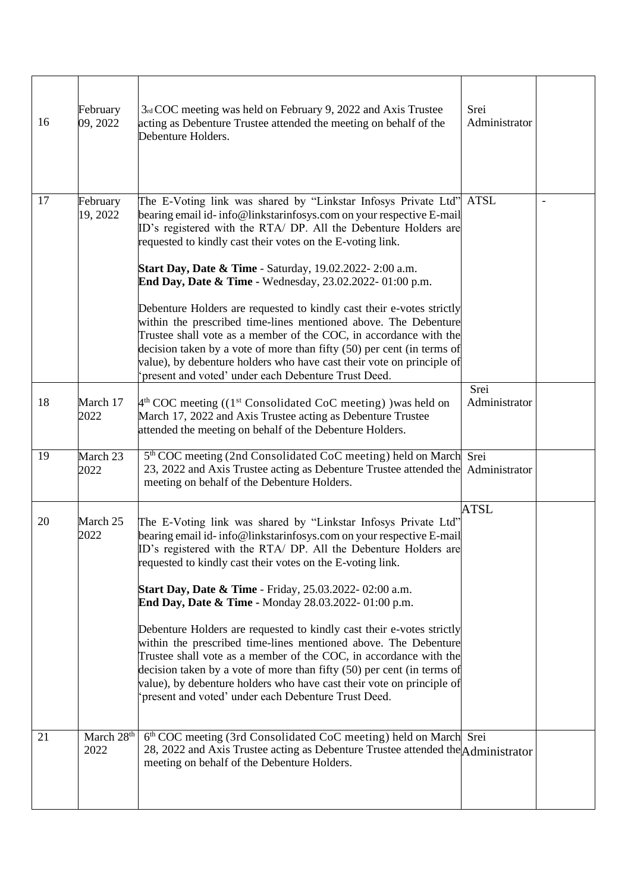| 16 | February 09, 2022 | 3rd COC meeting was held on February 9, 2022 and Axis Trustee acting as Debenture Trustee attended the meeting on behalf of the Debenture Holders. | Srei Administrator | |
|---|---|---|---|---|
| 17 | February 19, 2022 | The E-Voting link was shared by "Linkstar Infosys Private Ltd" bearing email id- info@linkstarinfosys.com on your respective E-mail ID's registered with the RTA/ DP. All the Debenture Holders are requested to kindly cast their votes on the E-voting link.<br><br>**Start Day, Date & Time** - Saturday, 19.02.2022- 2:00 a.m.<br>**End Day, Date & Time** - Wednesday, 23.02.2022- 01:00 p.m.<br><br>Debenture Holders are requested to kindly cast their e-votes strictly within the prescribed time-lines mentioned above. The Debenture Trustee shall vote as a member of the COC, in accordance with the decision taken by a vote of more than fifty (50) per cent (in terms of value), by debenture holders who have cast their vote on principle of 'present and voted' under each Debenture Trust Deed. | ATSL | - |
| 18 | March 17 2022 | 4th COC meeting ((1st Consolidated CoC meeting) )was held on March 17, 2022 and Axis Trustee acting as Debenture Trustee attended the meeting on behalf of the Debenture Holders. | Srei Administrator | |
| 19 | March 23 2022 | 5th COC meeting (2nd Consolidated CoC meeting) held on March 23, 2022 and Axis Trustee acting as Debenture Trustee attended the meeting on behalf of the Debenture Holders. | Srei Administrator | |
| 20 | March 25 2022 | The E-Voting link was shared by "Linkstar Infosys Private Ltd" bearing email id- info@linkstarinfosys.com on your respective E-mail ID's registered with the RTA/ DP. All the Debenture Holders are requested to kindly cast their votes on the E-voting link.<br><br>**Start Day, Date & Time** - Friday, 25.03.2022- 02:00 a.m.<br>**End Day, Date & Time** - Monday 28.03.2022- 01:00 p.m.<br><br>Debenture Holders are requested to kindly cast their e-votes strictly within the prescribed time-lines mentioned above. The Debenture Trustee shall vote as a member of the COC, in accordance with the decision taken by a vote of more than fifty (50) per cent (in terms of value), by debenture holders who have cast their vote on principle of 'present and voted' under each Debenture Trust Deed. | ATSL | |
| 21 | March 28th 2022 | 6th COC meeting (3rd Consolidated CoC meeting) held on March 28, 2022 and Axis Trustee acting as Debenture Trustee attended the meeting on behalf of the Debenture Holders. | Srei Administrator | |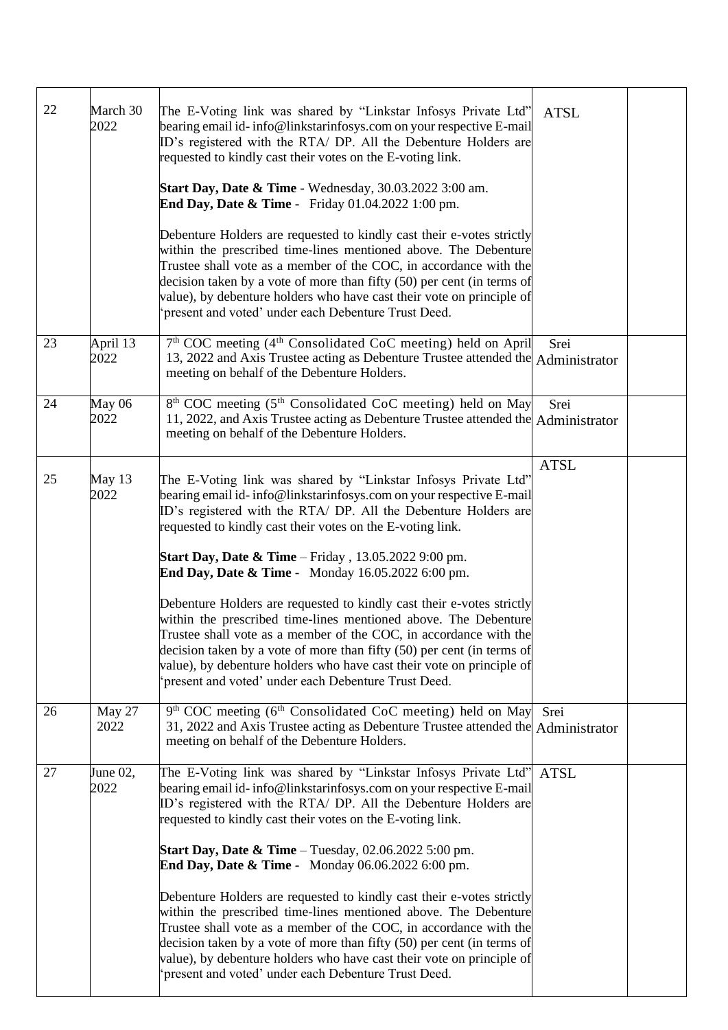| 22 | March 30 2022 | The E-Voting link was shared by "Linkstar Infosys Private Ltd" bearing email id- info@linkstarinfosys.com on your respective E-mail ID's registered with the RTA/ DP. All the Debenture Holders are requested to kindly cast their votes on the E-voting link.<br><br>**Start Day, Date & Time** - Wednesday, 30.03.2022 3:00 am.<br>**End Day, Date & Time** - Friday 01.04.2022 1:00 pm.<br><br>Debenture Holders are requested to kindly cast their e-votes strictly within the prescribed time-lines mentioned above. The Debenture Trustee shall vote as a member of the COC, in accordance with the decision taken by a vote of more than fifty (50) per cent (in terms of value), by debenture holders who have cast their vote on principle of 'present and voted' under each Debenture Trust Deed. | ATSL | |
|---|---|---|---|---|
| 23 | April 13 2022 | 7th COC meeting (4th Consolidated CoC meeting) held on April 13, 2022 and Axis Trustee acting as Debenture Trustee attended the meeting on behalf of the Debenture Holders. | Srei Administrator | |
| 24 | May 06 2022 | 8th COC meeting (5th Consolidated CoC meeting) held on May 11, 2022, and Axis Trustee acting as Debenture Trustee attended the meeting on behalf of the Debenture Holders. | Srei Administrator | |
| 25 | May 13 2022 | The E-Voting link was shared by "Linkstar Infosys Private Ltd" bearing email id- info@linkstarinfosys.com on your respective E-mail ID's registered with the RTA/ DP. All the Debenture Holders are requested to kindly cast their votes on the E-voting link.<br><br>**Start Day, Date & Time** – Friday , 13.05.2022 9:00 pm.<br>**End Day, Date & Time** - Monday 16.05.2022 6:00 pm.<br><br>Debenture Holders are requested to kindly cast their e-votes strictly within the prescribed time-lines mentioned above. The Debenture Trustee shall vote as a member of the COC, in accordance with the decision taken by a vote of more than fifty (50) per cent (in terms of value), by debenture holders who have cast their vote on principle of 'present and voted' under each Debenture Trust Deed. | ATSL | |
| 26 | May 27 2022 | 9th COC meeting (6th Consolidated CoC meeting) held on May 31, 2022 and Axis Trustee acting as Debenture Trustee attended the meeting on behalf of the Debenture Holders. | Srei Administrator | |
| 27 | June 02, 2022 | The E-Voting link was shared by "Linkstar Infosys Private Ltd" bearing email id- info@linkstarinfosys.com on your respective E-mail ID's registered with the RTA/ DP. All the Debenture Holders are requested to kindly cast their votes on the E-voting link.<br><br>**Start Day, Date & Time** – Tuesday, 02.06.2022 5:00 pm.<br>**End Day, Date & Time** - Monday 06.06.2022 6:00 pm.<br><br>Debenture Holders are requested to kindly cast their e-votes strictly within the prescribed time-lines mentioned above. The Debenture Trustee shall vote as a member of the COC, in accordance with the decision taken by a vote of more than fifty (50) per cent (in terms of value), by debenture holders who have cast their vote on principle of 'present and voted' under each Debenture Trust Deed. | ATSL | |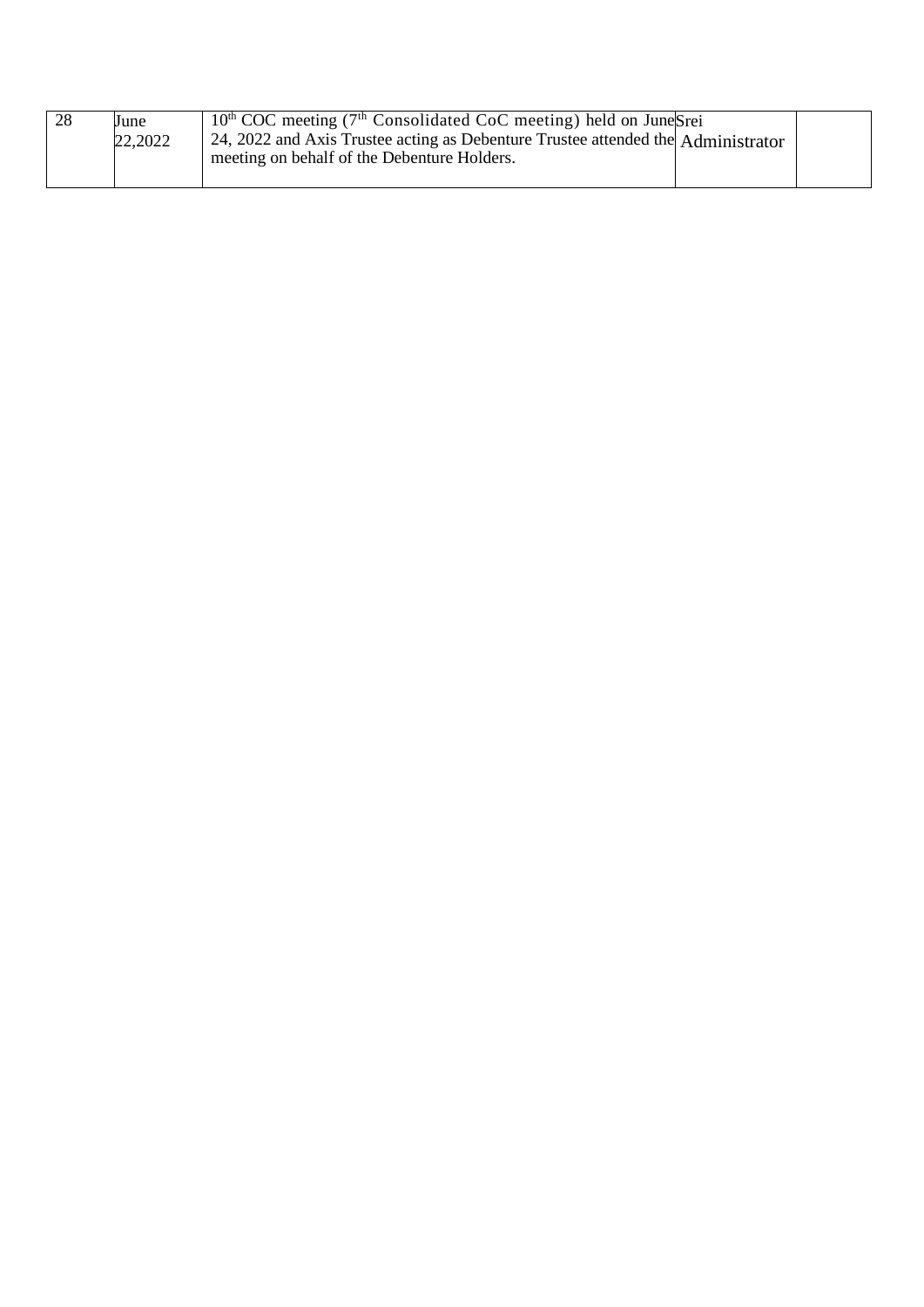| | | | | |
|---|---|---|---|---|
| 28 | June 22,2022 | 10th COC meeting (7th Consolidated CoC meeting) held on June 24, 2022 and Axis Trustee acting as Debenture Trustee attended the meeting on behalf of the Debenture Holders. | Srei Administrator | |